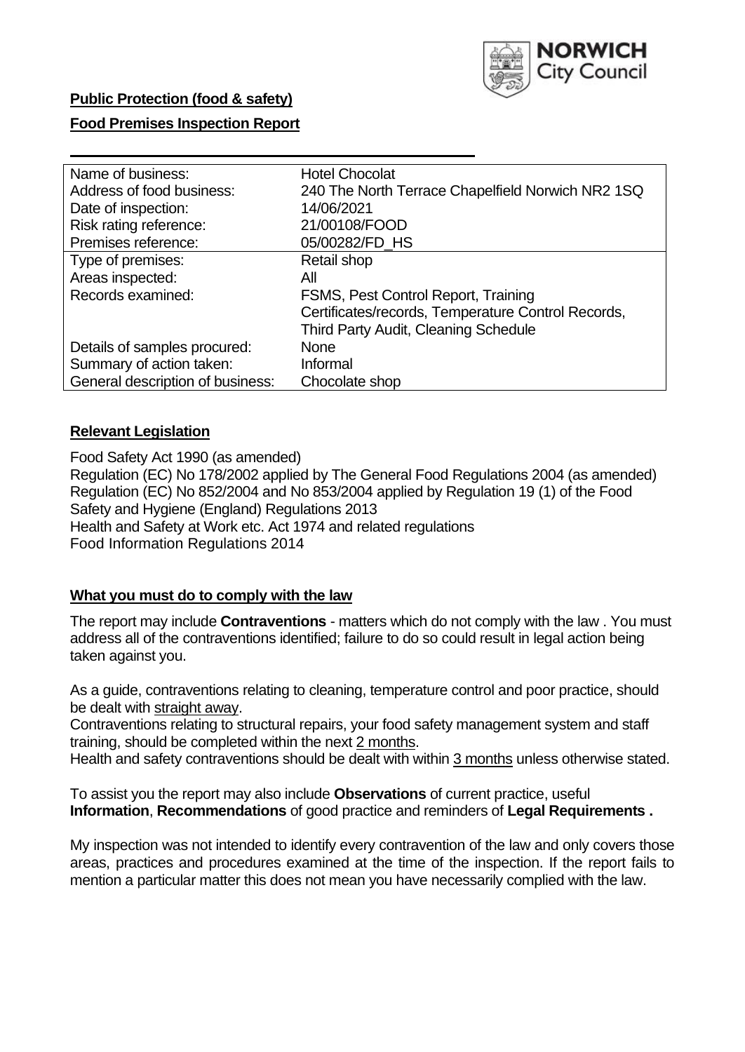**Public Protection (food & safety)**

**Food Premises Inspection Report**

| Name of business: | Hotel Chocolat |
|---|---|
| Address of food business: | 240 The North Terrace Chapelfield Norwich NR2 1SQ |
| Date of inspection: | 14/06/2021 |
| Risk rating reference: | 21/00108/FOOD |
| Premises reference: | 05/00282/FD_HS |
| Type of premises: | Retail shop |
| Areas inspected: | All |
| Records examined: | FSMS, Pest Control Report, Training Certificates/records, Temperature Control Records, Third Party Audit, Cleaning Schedule |
| Details of samples procured: | None |
| Summary of action taken: | Informal |
| General description of business: | Chocolate shop |

## **Relevant Legislation**

Food Safety Act 1990 (as amended)
Regulation (EC) No 178/2002 applied by The General Food Regulations 2004 (as amended)
Regulation (EC) No 852/2004 and No 853/2004 applied by Regulation 19 (1) of the Food Safety and Hygiene (England) Regulations 2013
Health and Safety at Work etc. Act 1974 and related regulations
Food Information Regulations 2014

## **What you must do to comply with the law**

The report may include **Contraventions** - matters which do not comply with the law . You must address all of the contraventions identified; failure to do so could result in legal action being taken against you.

As a guide, contraventions relating to cleaning, temperature control and poor practice, should be dealt with straight away.
Contraventions relating to structural repairs, your food safety management system and staff training, should be completed within the next 2 months.
Health and safety contraventions should be dealt with within 3 months unless otherwise stated.

To assist you the report may also include **Observations** of current practice, useful **Information**, **Recommendations** of good practice and reminders of **Legal Requirements .**

My inspection was not intended to identify every contravention of the law and only covers those areas, practices and procedures examined at the time of the inspection. If the report fails to mention a particular matter this does not mean you have necessarily complied with the law.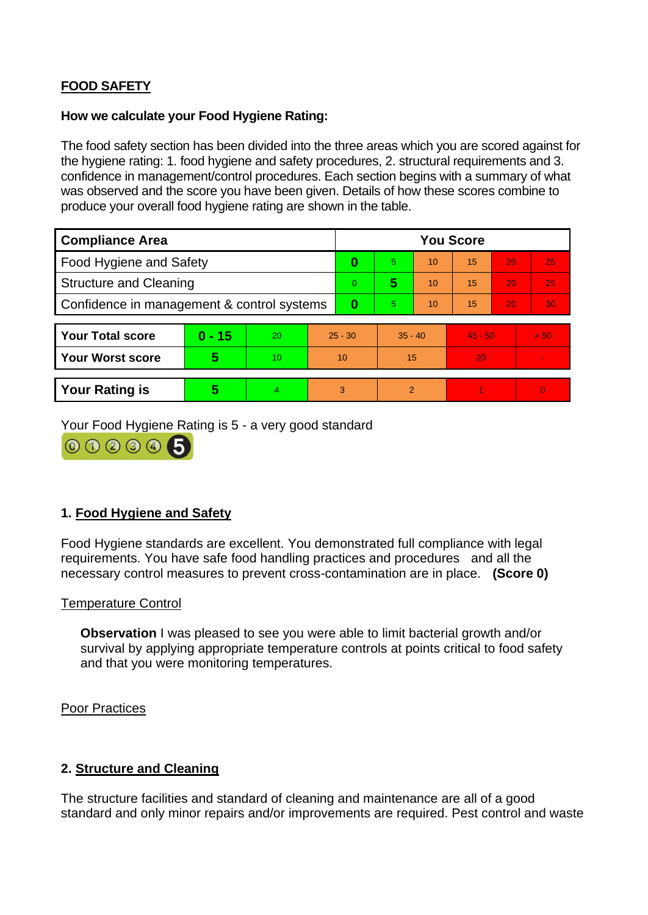## FOOD SAFETY

**How we calculate your Food Hygiene Rating:**

The food safety section has been divided into the three areas which you are scored against for the hygiene rating: 1. food hygiene and safety procedures, 2. structural requirements and 3. confidence in management/control procedures. Each section begins with a summary of what was observed and the score you have been given. Details of how these scores combine to produce your overall food hygiene rating are shown in the table.

| Compliance Area | You Score | | | | | |
|---|---|---|---|---|---|---|
| Food Hygiene and Safety | **0** | 5 | 10 | 15 | 20 | 25 |
| Structure and Cleaning | 0 | **5** | 10 | 15 | 20 | 25 |
| Confidence in management & control systems | **0** | 5 | 10 | 15 | 20 | 30 |

| | | | | | | |
|---|---|---|---|---|---|---|
| **Your Total score** | **0 - 15** | 20 | 25 - 30 | 35 - 40 | 45 - 50 | > 50 |
| **Your Worst score** | **5** | 10 | 10 | 15 | 20 | - |
| **Your Rating is** | **5** | 4 | 3 | 2 | 1 | 0 |

Your Food Hygiene Rating is 5 - a very good standard

### 1. Food Hygiene and Safety

Food Hygiene standards are excellent. You demonstrated full compliance with legal requirements. You have safe food handling practices and procedures and all the necessary control measures to prevent cross-contamination are in place. **(Score 0)**

Temperature Control

**Observation** I was pleased to see you were able to limit bacterial growth and/or survival by applying appropriate temperature controls at points critical to food safety and that you were monitoring temperatures.

Poor Practices

### 2. Structure and Cleaning

The structure facilities and standard of cleaning and maintenance are all of a good standard and only minor repairs and/or improvements are required. Pest control and waste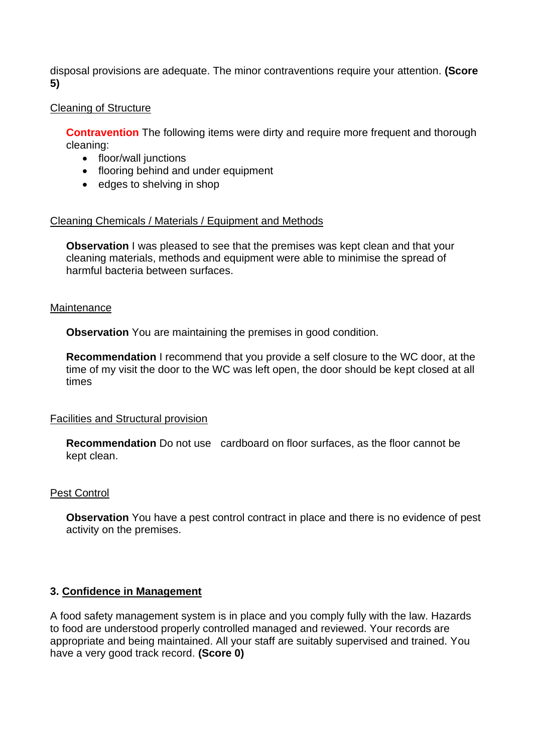disposal provisions are adequate. The minor contraventions require your attention. **(Score 5)**

Cleaning of Structure

**Contravention** The following items were dirty and require more frequent and thorough cleaning:

- floor/wall junctions
- flooring behind and under equipment
- edges to shelving in shop

Cleaning Chemicals / Materials / Equipment and Methods

**Observation** I was pleased to see that the premises was kept clean and that your cleaning materials, methods and equipment were able to minimise the spread of harmful bacteria between surfaces.

Maintenance

**Observation** You are maintaining the premises in good condition.

**Recommendation** I recommend that you provide a self closure to the WC door, at the time of my visit the door to the WC was left open, the door should be kept closed at all times

Facilities and Structural provision

**Recommendation** Do not use cardboard on floor surfaces, as the floor cannot be kept clean.

Pest Control

**Observation** You have a pest control contract in place and there is no evidence of pest activity on the premises.

### 3. Confidence in Management

A food safety management system is in place and you comply fully with the law. Hazards to food are understood properly controlled managed and reviewed. Your records are appropriate and being maintained. All your staff are suitably supervised and trained. You have a very good track record. **(Score 0)**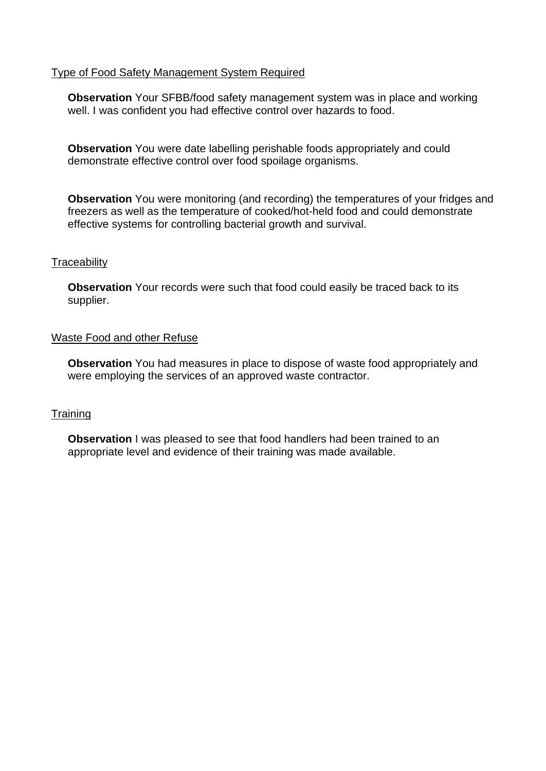Type of Food Safety Management System Required

**Observation** Your SFBB/food safety management system was in place and working well. I was confident you had effective control over hazards to food.

**Observation** You were date labelling perishable foods appropriately and could demonstrate effective control over food spoilage organisms.

**Observation** You were monitoring (and recording) the temperatures of your fridges and freezers as well as the temperature of cooked/hot-held food and could demonstrate effective systems for controlling bacterial growth and survival.

Traceability

**Observation** Your records were such that food could easily be traced back to its supplier.

Waste Food and other Refuse

**Observation** You had measures in place to dispose of waste food appropriately and were employing the services of an approved waste contractor.

Training

**Observation** I was pleased to see that food handlers had been trained to an appropriate level and evidence of their training was made available.